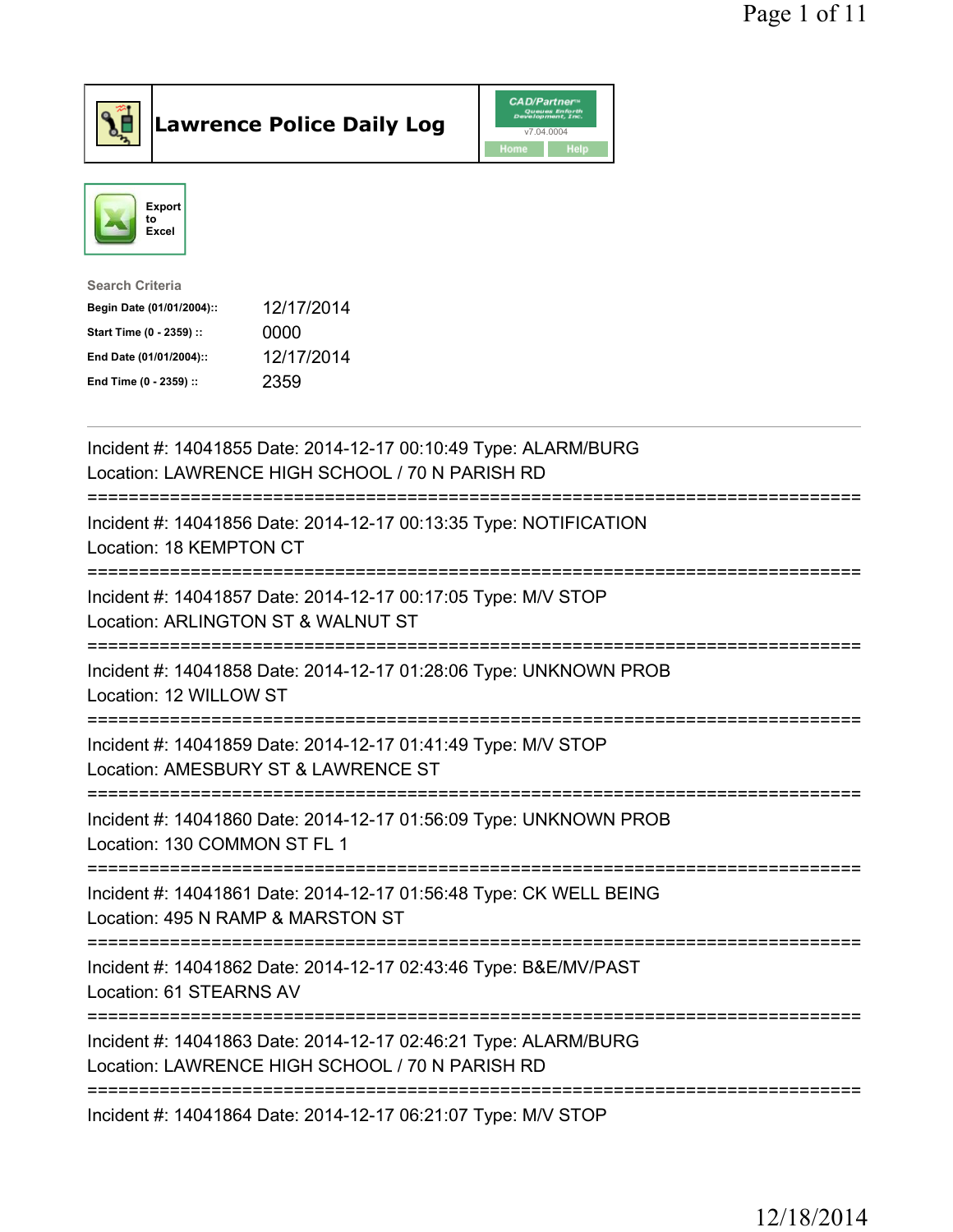# Lawrence Police Daily Log

Export to Excel

**Search Criteria**

| | |
|---|---|
| Begin Date (01/01/2004):: | 12/17/2014 |
| Start Time (0 - 2359) :: | 0000 |
| End Date (01/01/2004):: | 12/17/2014 |
| End Time (0 - 2359) :: | 2359 |

---

Incident #: 14041855 Date: 2014-12-17 00:10:49 Type: ALARM/BURG
Location: LAWRENCE HIGH SCHOOL / 70 N PARISH RD

===========================================================================

Incident #: 14041856 Date: 2014-12-17 00:13:35 Type: NOTIFICATION
Location: 18 KEMPTON CT

===========================================================================

Incident #: 14041857 Date: 2014-12-17 00:17:05 Type: M/V STOP
Location: ARLINGTON ST & WALNUT ST

===========================================================================

Incident #: 14041858 Date: 2014-12-17 01:28:06 Type: UNKNOWN PROB
Location: 12 WILLOW ST

===========================================================================

Incident #: 14041859 Date: 2014-12-17 01:41:49 Type: M/V STOP
Location: AMESBURY ST & LAWRENCE ST

===========================================================================

Incident #: 14041860 Date: 2014-12-17 01:56:09 Type: UNKNOWN PROB
Location: 130 COMMON ST FL 1

===========================================================================

Incident #: 14041861 Date: 2014-12-17 01:56:48 Type: CK WELL BEING
Location: 495 N RAMP & MARSTON ST

===========================================================================

Incident #: 14041862 Date: 2014-12-17 02:43:46 Type: B&E/MV/PAST
Location: 61 STEARNS AV

===========================================================================

Incident #: 14041863 Date: 2014-12-17 02:46:21 Type: ALARM/BURG
Location: LAWRENCE HIGH SCHOOL / 70 N PARISH RD

===========================================================================

Incident #: 14041864 Date: 2014-12-17 06:21:07 Type: M/V STOP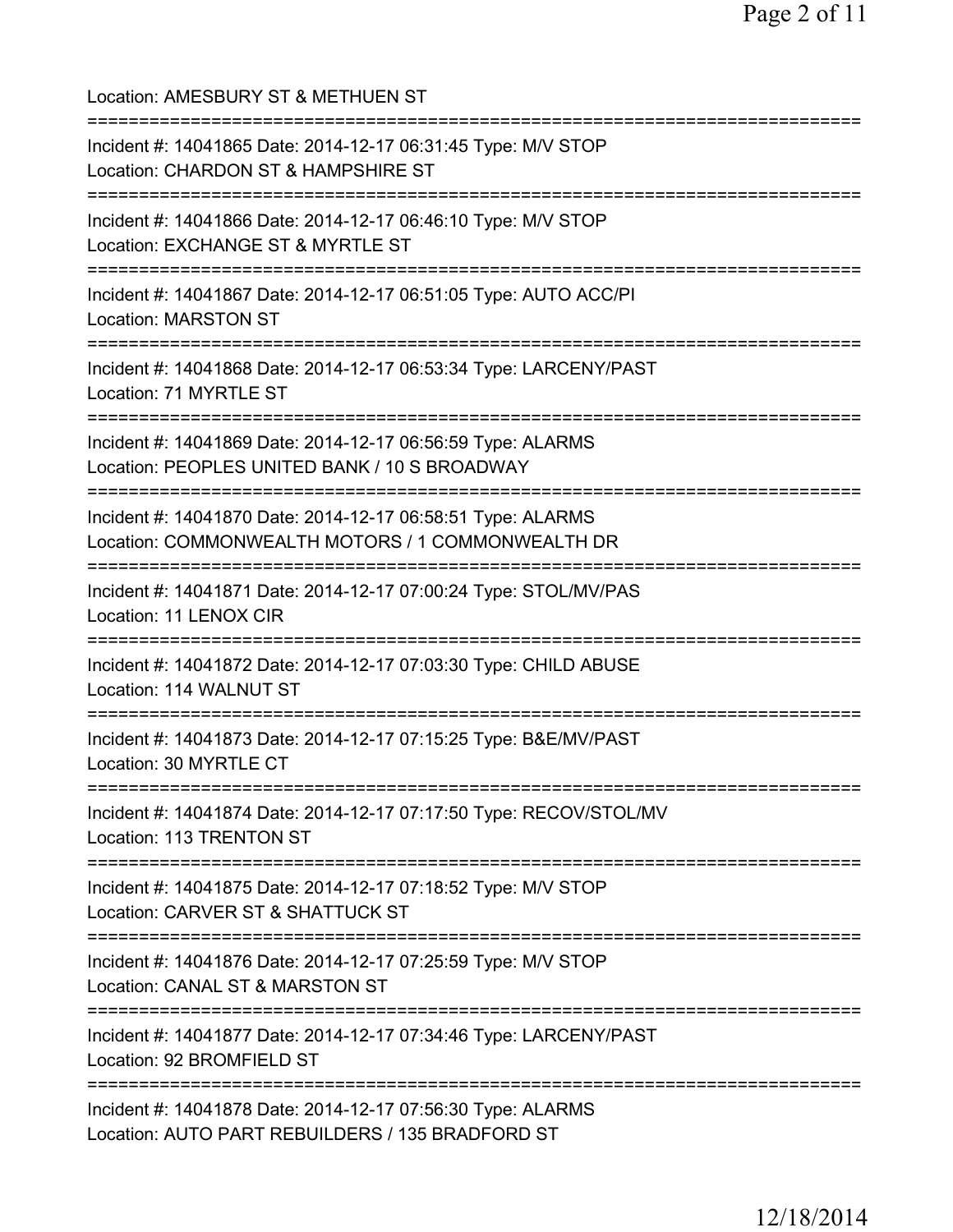Location: AMESBURY ST & METHUEN ST

===========================================================================

Incident #: 14041865 Date: 2014-12-17 06:31:45 Type: M/V STOP
Location: CHARDON ST & HAMPSHIRE ST

===========================================================================

Incident #: 14041866 Date: 2014-12-17 06:46:10 Type: M/V STOP
Location: EXCHANGE ST & MYRTLE ST

===========================================================================

Incident #: 14041867 Date: 2014-12-17 06:51:05 Type: AUTO ACC/PI
Location: MARSTON ST

===========================================================================

Incident #: 14041868 Date: 2014-12-17 06:53:34 Type: LARCENY/PAST
Location: 71 MYRTLE ST

===========================================================================

Incident #: 14041869 Date: 2014-12-17 06:56:59 Type: ALARMS
Location: PEOPLES UNITED BANK / 10 S BROADWAY

===========================================================================

Incident #: 14041870 Date: 2014-12-17 06:58:51 Type: ALARMS
Location: COMMONWEALTH MOTORS / 1 COMMONWEALTH DR

===========================================================================

Incident #: 14041871 Date: 2014-12-17 07:00:24 Type: STOL/MV/PAS
Location: 11 LENOX CIR

===========================================================================

Incident #: 14041872 Date: 2014-12-17 07:03:30 Type: CHILD ABUSE
Location: 114 WALNUT ST

===========================================================================

Incident #: 14041873 Date: 2014-12-17 07:15:25 Type: B&E/MV/PAST
Location: 30 MYRTLE CT

===========================================================================

Incident #: 14041874 Date: 2014-12-17 07:17:50 Type: RECOV/STOL/MV
Location: 113 TRENTON ST

===========================================================================

Incident #: 14041875 Date: 2014-12-17 07:18:52 Type: M/V STOP
Location: CARVER ST & SHATTUCK ST

===========================================================================

Incident #: 14041876 Date: 2014-12-17 07:25:59 Type: M/V STOP
Location: CANAL ST & MARSTON ST

===========================================================================

Incident #: 14041877 Date: 2014-12-17 07:34:46 Type: LARCENY/PAST
Location: 92 BROMFIELD ST

===========================================================================

Incident #: 14041878 Date: 2014-12-17 07:56:30 Type: ALARMS
Location: AUTO PART REBUILDERS / 135 BRADFORD ST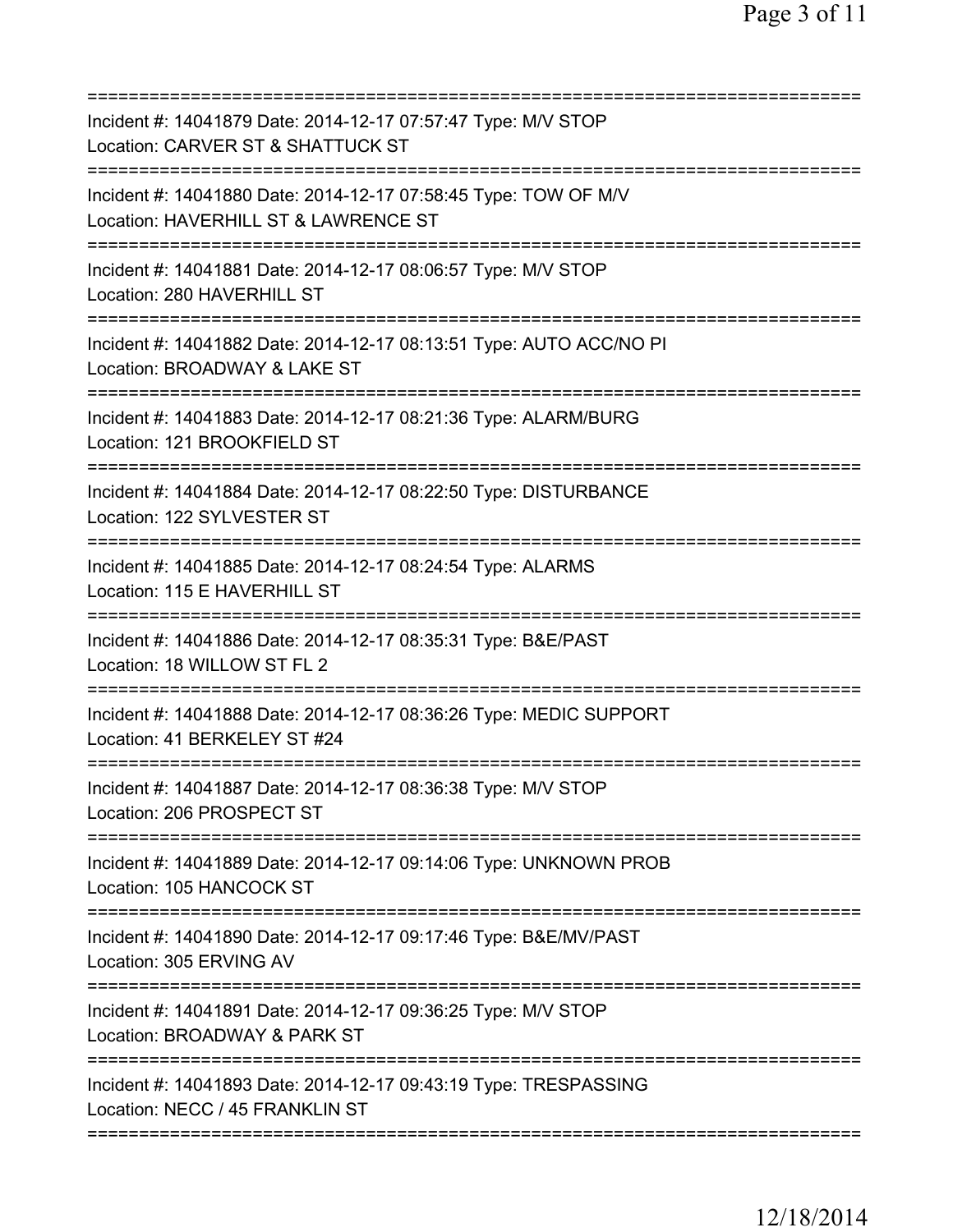===========================================================================
Incident #: 14041879 Date: 2014-12-17 07:57:47 Type: M/V STOP
Location: CARVER ST & SHATTUCK ST
===========================================================================
Incident #: 14041880 Date: 2014-12-17 07:58:45 Type: TOW OF M/V
Location: HAVERHILL ST & LAWRENCE ST
===========================================================================
Incident #: 14041881 Date: 2014-12-17 08:06:57 Type: M/V STOP
Location: 280 HAVERHILL ST
===========================================================================
Incident #: 14041882 Date: 2014-12-17 08:13:51 Type: AUTO ACC/NO PI
Location: BROADWAY & LAKE ST
===========================================================================
Incident #: 14041883 Date: 2014-12-17 08:21:36 Type: ALARM/BURG
Location: 121 BROOKFIELD ST
===========================================================================
Incident #: 14041884 Date: 2014-12-17 08:22:50 Type: DISTURBANCE
Location: 122 SYLVESTER ST
===========================================================================
Incident #: 14041885 Date: 2014-12-17 08:24:54 Type: ALARMS
Location: 115 E HAVERHILL ST
===========================================================================
Incident #: 14041886 Date: 2014-12-17 08:35:31 Type: B&E/PAST
Location: 18 WILLOW ST FL 2
===========================================================================
Incident #: 14041888 Date: 2014-12-17 08:36:26 Type: MEDIC SUPPORT
Location: 41 BERKELEY ST #24
===========================================================================
Incident #: 14041887 Date: 2014-12-17 08:36:38 Type: M/V STOP
Location: 206 PROSPECT ST
===========================================================================
Incident #: 14041889 Date: 2014-12-17 09:14:06 Type: UNKNOWN PROB
Location: 105 HANCOCK ST
===========================================================================
Incident #: 14041890 Date: 2014-12-17 09:17:46 Type: B&E/MV/PAST
Location: 305 ERVING AV
===========================================================================
Incident #: 14041891 Date: 2014-12-17 09:36:25 Type: M/V STOP
Location: BROADWAY & PARK ST
===========================================================================
Incident #: 14041893 Date: 2014-12-17 09:43:19 Type: TRESPASSING
Location: NECC / 45 FRANKLIN ST
===========================================================================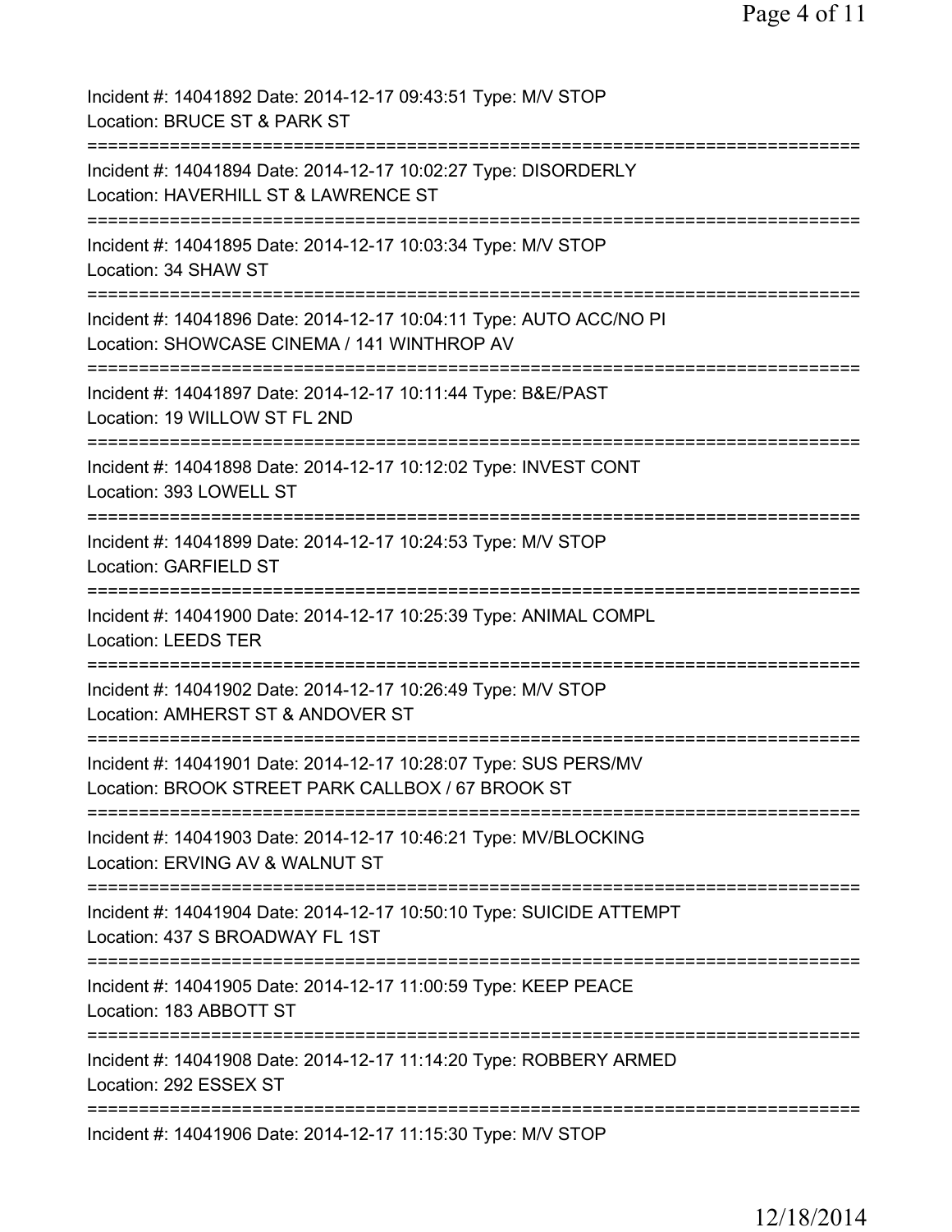Incident #: 14041892 Date: 2014-12-17 09:43:51 Type: M/V STOP
Location: BRUCE ST & PARK ST

===========================================================================

Incident #: 14041894 Date: 2014-12-17 10:02:27 Type: DISORDERLY
Location: HAVERHILL ST & LAWRENCE ST

===========================================================================

Incident #: 14041895 Date: 2014-12-17 10:03:34 Type: M/V STOP
Location: 34 SHAW ST

===========================================================================

Incident #: 14041896 Date: 2014-12-17 10:04:11 Type: AUTO ACC/NO PI
Location: SHOWCASE CINEMA / 141 WINTHROP AV

===========================================================================

Incident #: 14041897 Date: 2014-12-17 10:11:44 Type: B&E/PAST
Location: 19 WILLOW ST FL 2ND

===========================================================================

Incident #: 14041898 Date: 2014-12-17 10:12:02 Type: INVEST CONT
Location: 393 LOWELL ST

===========================================================================

Incident #: 14041899 Date: 2014-12-17 10:24:53 Type: M/V STOP
Location: GARFIELD ST

===========================================================================

Incident #: 14041900 Date: 2014-12-17 10:25:39 Type: ANIMAL COMPL
Location: LEEDS TER

===========================================================================

Incident #: 14041902 Date: 2014-12-17 10:26:49 Type: M/V STOP
Location: AMHERST ST & ANDOVER ST

===========================================================================

Incident #: 14041901 Date: 2014-12-17 10:28:07 Type: SUS PERS/MV
Location: BROOK STREET PARK CALLBOX / 67 BROOK ST

===========================================================================

Incident #: 14041903 Date: 2014-12-17 10:46:21 Type: MV/BLOCKING
Location: ERVING AV & WALNUT ST

===========================================================================

Incident #: 14041904 Date: 2014-12-17 10:50:10 Type: SUICIDE ATTEMPT
Location: 437 S BROADWAY FL 1ST

===========================================================================

Incident #: 14041905 Date: 2014-12-17 11:00:59 Type: KEEP PEACE
Location: 183 ABBOTT ST

===========================================================================

Incident #: 14041908 Date: 2014-12-17 11:14:20 Type: ROBBERY ARMED
Location: 292 ESSEX ST

===========================================================================

Incident #: 14041906 Date: 2014-12-17 11:15:30 Type: M/V STOP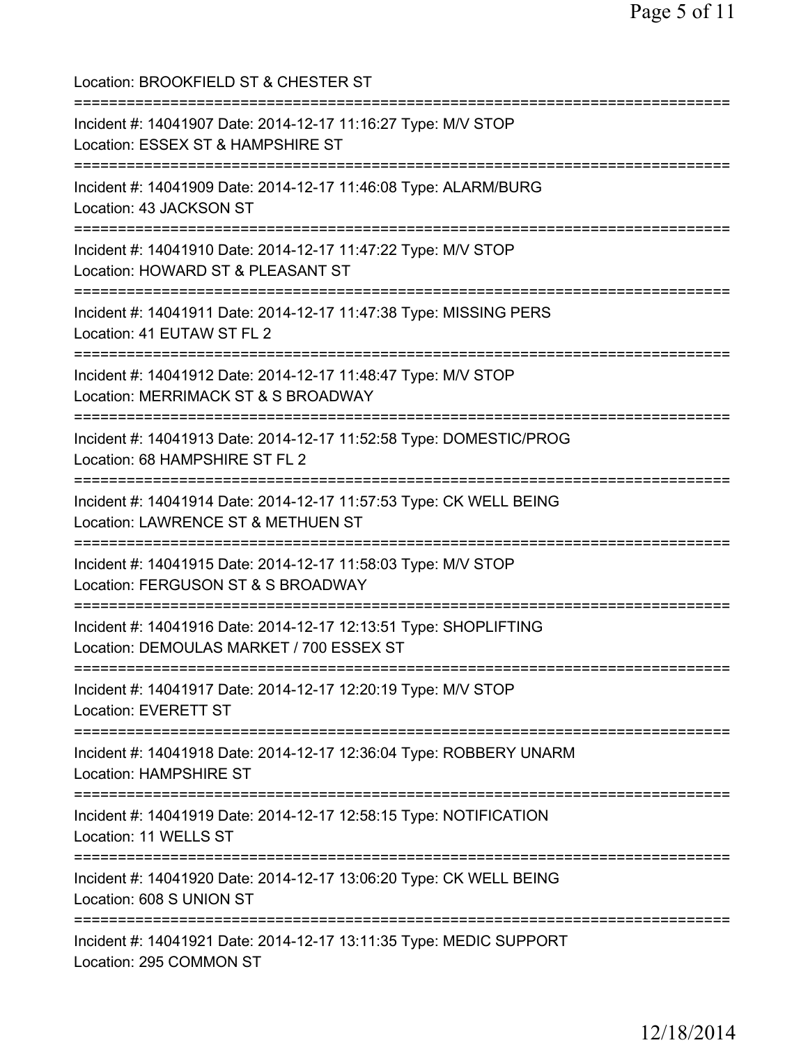Location: BROOKFIELD ST & CHESTER ST

===========================================================================

Incident #: 14041907 Date: 2014-12-17 11:16:27 Type: M/V STOP
Location: ESSEX ST & HAMPSHIRE ST

===========================================================================

Incident #: 14041909 Date: 2014-12-17 11:46:08 Type: ALARM/BURG
Location: 43 JACKSON ST

===========================================================================

Incident #: 14041910 Date: 2014-12-17 11:47:22 Type: M/V STOP
Location: HOWARD ST & PLEASANT ST

===========================================================================

Incident #: 14041911 Date: 2014-12-17 11:47:38 Type: MISSING PERS
Location: 41 EUTAW ST FL 2

===========================================================================

Incident #: 14041912 Date: 2014-12-17 11:48:47 Type: M/V STOP
Location: MERRIMACK ST & S BROADWAY

===========================================================================

Incident #: 14041913 Date: 2014-12-17 11:52:58 Type: DOMESTIC/PROG
Location: 68 HAMPSHIRE ST FL 2

===========================================================================

Incident #: 14041914 Date: 2014-12-17 11:57:53 Type: CK WELL BEING
Location: LAWRENCE ST & METHUEN ST

===========================================================================

Incident #: 14041915 Date: 2014-12-17 11:58:03 Type: M/V STOP
Location: FERGUSON ST & S BROADWAY

===========================================================================

Incident #: 14041916 Date: 2014-12-17 12:13:51 Type: SHOPLIFTING
Location: DEMOULAS MARKET / 700 ESSEX ST

===========================================================================

Incident #: 14041917 Date: 2014-12-17 12:20:19 Type: M/V STOP
Location: EVERETT ST

===========================================================================

Incident #: 14041918 Date: 2014-12-17 12:36:04 Type: ROBBERY UNARM
Location: HAMPSHIRE ST

===========================================================================

Incident #: 14041919 Date: 2014-12-17 12:58:15 Type: NOTIFICATION
Location: 11 WELLS ST

===========================================================================

Incident #: 14041920 Date: 2014-12-17 13:06:20 Type: CK WELL BEING
Location: 608 S UNION ST

===========================================================================

Incident #: 14041921 Date: 2014-12-17 13:11:35 Type: MEDIC SUPPORT
Location: 295 COMMON ST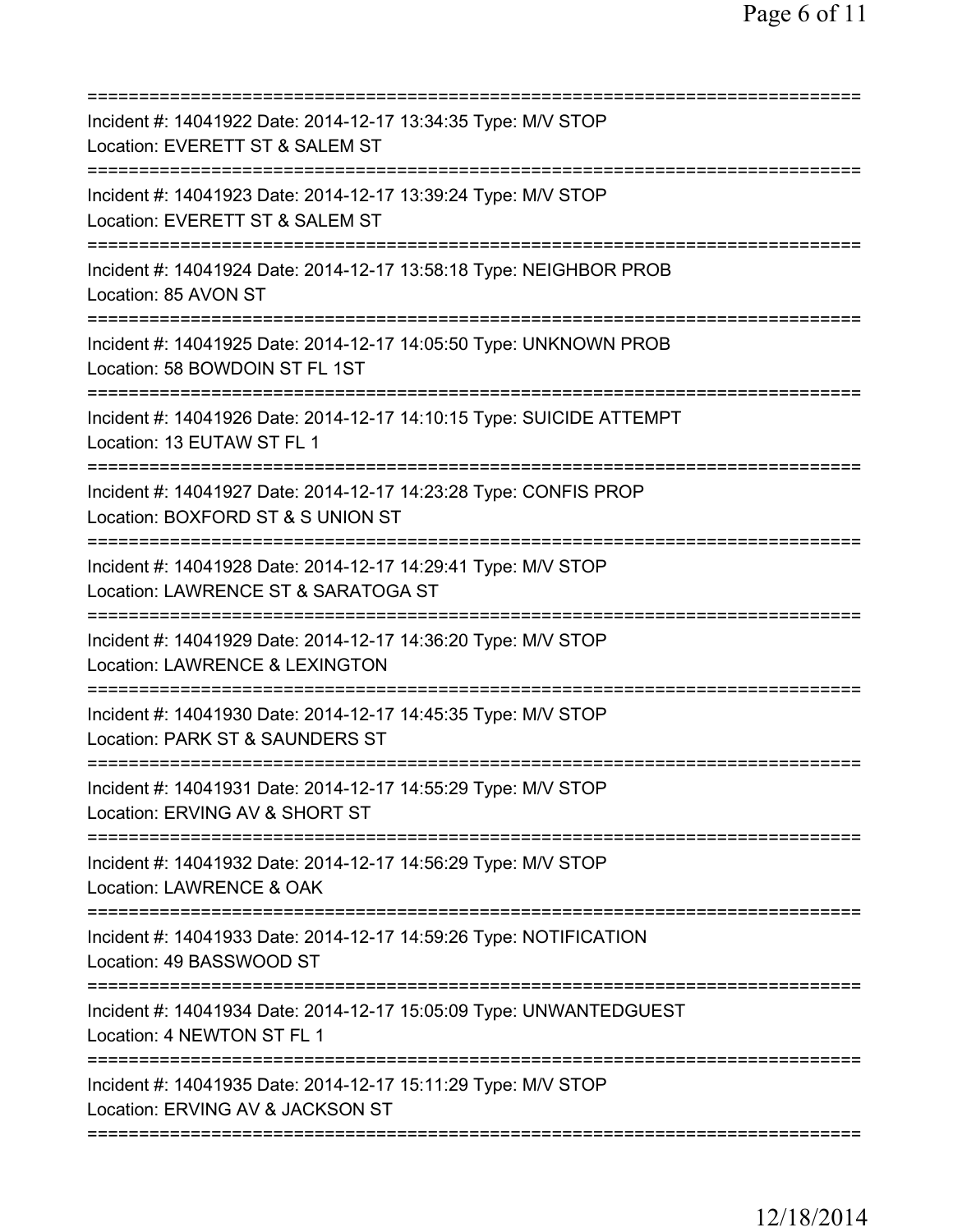==============================================================================
Incident #: 14041922 Date: 2014-12-17 13:34:35 Type: M/V STOP
Location: EVERETT ST & SALEM ST
==============================================================================
Incident #: 14041923 Date: 2014-12-17 13:39:24 Type: M/V STOP
Location: EVERETT ST & SALEM ST
==============================================================================
Incident #: 14041924 Date: 2014-12-17 13:58:18 Type: NEIGHBOR PROB
Location: 85 AVON ST
==============================================================================
Incident #: 14041925 Date: 2014-12-17 14:05:50 Type: UNKNOWN PROB
Location: 58 BOWDOIN ST FL 1ST
==============================================================================
Incident #: 14041926 Date: 2014-12-17 14:10:15 Type: SUICIDE ATTEMPT
Location: 13 EUTAW ST FL 1
==============================================================================
Incident #: 14041927 Date: 2014-12-17 14:23:28 Type: CONFIS PROP
Location: BOXFORD ST & S UNION ST
==============================================================================
Incident #: 14041928 Date: 2014-12-17 14:29:41 Type: M/V STOP
Location: LAWRENCE ST & SARATOGA ST
==============================================================================
Incident #: 14041929 Date: 2014-12-17 14:36:20 Type: M/V STOP
Location: LAWRENCE & LEXINGTON
==============================================================================
Incident #: 14041930 Date: 2014-12-17 14:45:35 Type: M/V STOP
Location: PARK ST & SAUNDERS ST
==============================================================================
Incident #: 14041931 Date: 2014-12-17 14:55:29 Type: M/V STOP
Location: ERVING AV & SHORT ST
==============================================================================
Incident #: 14041932 Date: 2014-12-17 14:56:29 Type: M/V STOP
Location: LAWRENCE & OAK
==============================================================================
Incident #: 14041933 Date: 2014-12-17 14:59:26 Type: NOTIFICATION
Location: 49 BASSWOOD ST
==============================================================================
Incident #: 14041934 Date: 2014-12-17 15:05:09 Type: UNWANTEDGUEST
Location: 4 NEWTON ST FL 1
==============================================================================
Incident #: 14041935 Date: 2014-12-17 15:11:29 Type: M/V STOP
Location: ERVING AV & JACKSON ST
==============================================================================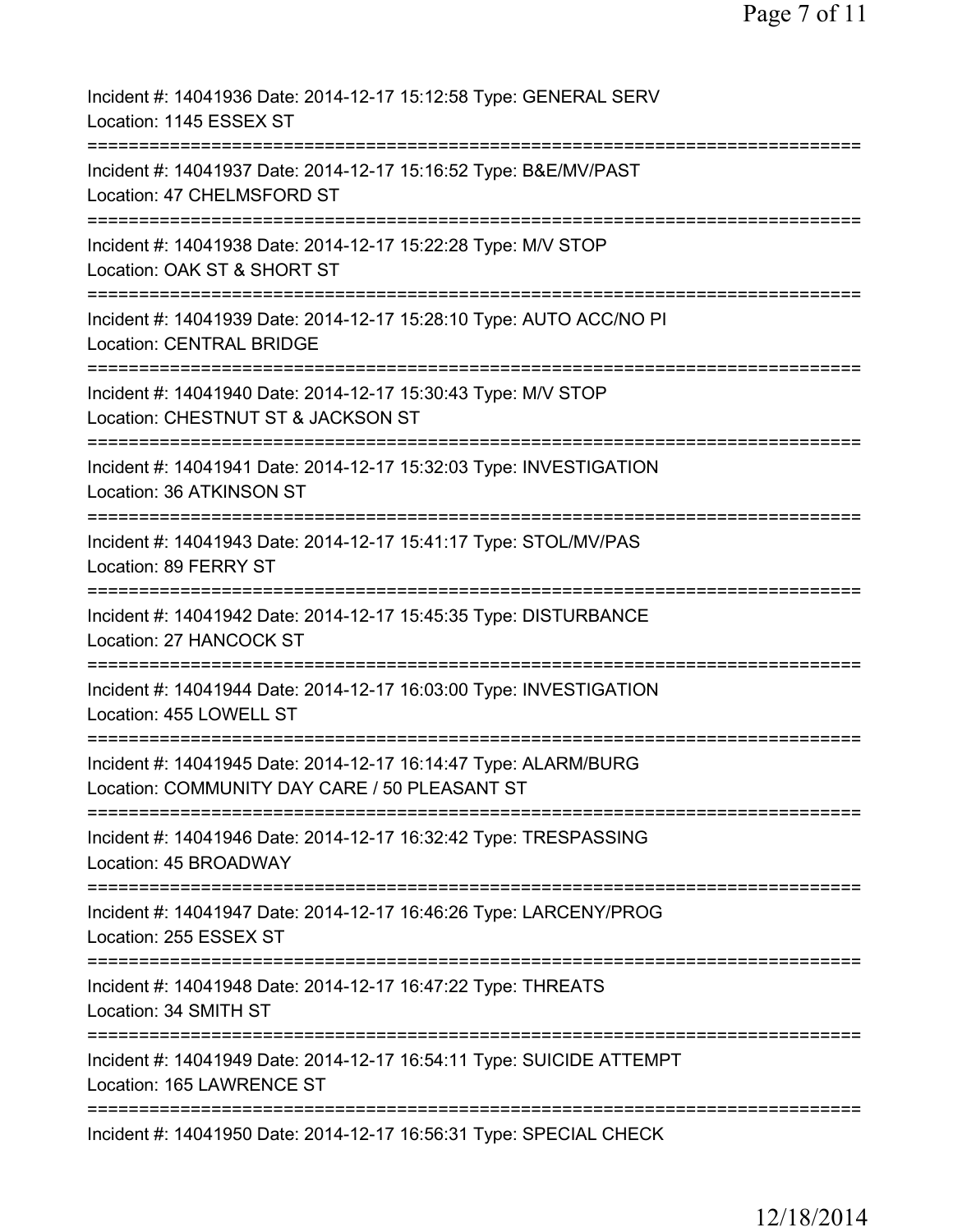Incident #: 14041936 Date: 2014-12-17 15:12:58 Type: GENERAL SERV
Location: 1145 ESSEX ST
===========================================================================
Incident #: 14041937 Date: 2014-12-17 15:16:52 Type: B&E/MV/PAST
Location: 47 CHELMSFORD ST
===========================================================================
Incident #: 14041938 Date: 2014-12-17 15:22:28 Type: M/V STOP
Location: OAK ST & SHORT ST
===========================================================================
Incident #: 14041939 Date: 2014-12-17 15:28:10 Type: AUTO ACC/NO PI
Location: CENTRAL BRIDGE
===========================================================================
Incident #: 14041940 Date: 2014-12-17 15:30:43 Type: M/V STOP
Location: CHESTNUT ST & JACKSON ST
===========================================================================
Incident #: 14041941 Date: 2014-12-17 15:32:03 Type: INVESTIGATION
Location: 36 ATKINSON ST
===========================================================================
Incident #: 14041943 Date: 2014-12-17 15:41:17 Type: STOL/MV/PAS
Location: 89 FERRY ST
===========================================================================
Incident #: 14041942 Date: 2014-12-17 15:45:35 Type: DISTURBANCE
Location: 27 HANCOCK ST
===========================================================================
Incident #: 14041944 Date: 2014-12-17 16:03:00 Type: INVESTIGATION
Location: 455 LOWELL ST
===========================================================================
Incident #: 14041945 Date: 2014-12-17 16:14:47 Type: ALARM/BURG
Location: COMMUNITY DAY CARE / 50 PLEASANT ST
===========================================================================
Incident #: 14041946 Date: 2014-12-17 16:32:42 Type: TRESPASSING
Location: 45 BROADWAY
===========================================================================
Incident #: 14041947 Date: 2014-12-17 16:46:26 Type: LARCENY/PROG
Location: 255 ESSEX ST
===========================================================================
Incident #: 14041948 Date: 2014-12-17 16:47:22 Type: THREATS
Location: 34 SMITH ST
===========================================================================
Incident #: 14041949 Date: 2014-12-17 16:54:11 Type: SUICIDE ATTEMPT
Location: 165 LAWRENCE ST
===========================================================================
Incident #: 14041950 Date: 2014-12-17 16:56:31 Type: SPECIAL CHECK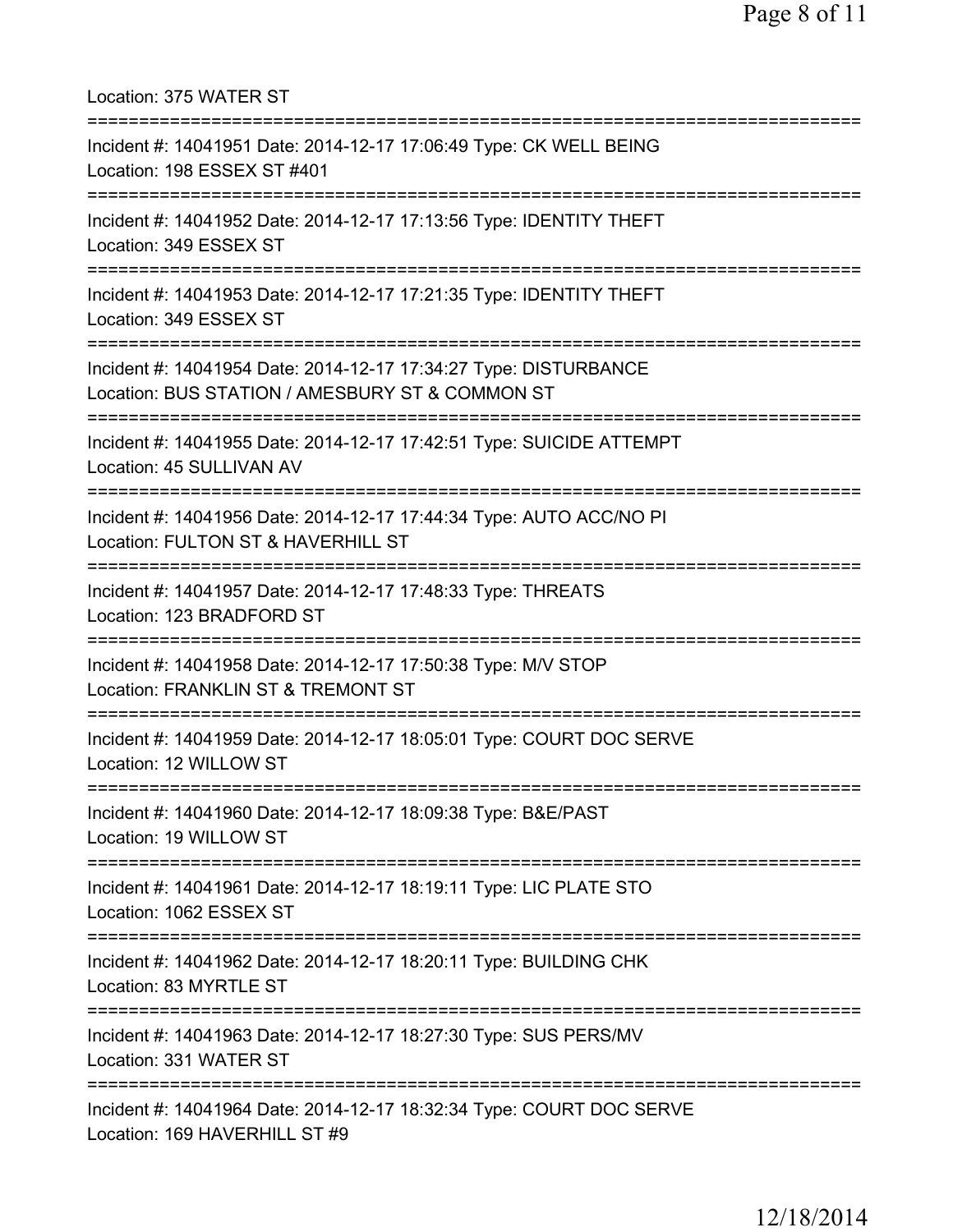Location: 375 WATER ST

===========================================================================

Incident #: 14041951 Date: 2014-12-17 17:06:49 Type: CK WELL BEING
Location: 198 ESSEX ST #401

===========================================================================

Incident #: 14041952 Date: 2014-12-17 17:13:56 Type: IDENTITY THEFT
Location: 349 ESSEX ST

===========================================================================

Incident #: 14041953 Date: 2014-12-17 17:21:35 Type: IDENTITY THEFT
Location: 349 ESSEX ST

===========================================================================

Incident #: 14041954 Date: 2014-12-17 17:34:27 Type: DISTURBANCE
Location: BUS STATION / AMESBURY ST & COMMON ST

===========================================================================

Incident #: 14041955 Date: 2014-12-17 17:42:51 Type: SUICIDE ATTEMPT
Location: 45 SULLIVAN AV

===========================================================================

Incident #: 14041956 Date: 2014-12-17 17:44:34 Type: AUTO ACC/NO PI
Location: FULTON ST & HAVERHILL ST

===========================================================================

Incident #: 14041957 Date: 2014-12-17 17:48:33 Type: THREATS
Location: 123 BRADFORD ST

===========================================================================

Incident #: 14041958 Date: 2014-12-17 17:50:38 Type: M/V STOP
Location: FRANKLIN ST & TREMONT ST

===========================================================================

Incident #: 14041959 Date: 2014-12-17 18:05:01 Type: COURT DOC SERVE
Location: 12 WILLOW ST

===========================================================================

Incident #: 14041960 Date: 2014-12-17 18:09:38 Type: B&E/PAST
Location: 19 WILLOW ST

===========================================================================

Incident #: 14041961 Date: 2014-12-17 18:19:11 Type: LIC PLATE STO
Location: 1062 ESSEX ST

===========================================================================

Incident #: 14041962 Date: 2014-12-17 18:20:11 Type: BUILDING CHK
Location: 83 MYRTLE ST

===========================================================================

Incident #: 14041963 Date: 2014-12-17 18:27:30 Type: SUS PERS/MV
Location: 331 WATER ST

===========================================================================

Incident #: 14041964 Date: 2014-12-17 18:32:34 Type: COURT DOC SERVE
Location: 169 HAVERHILL ST #9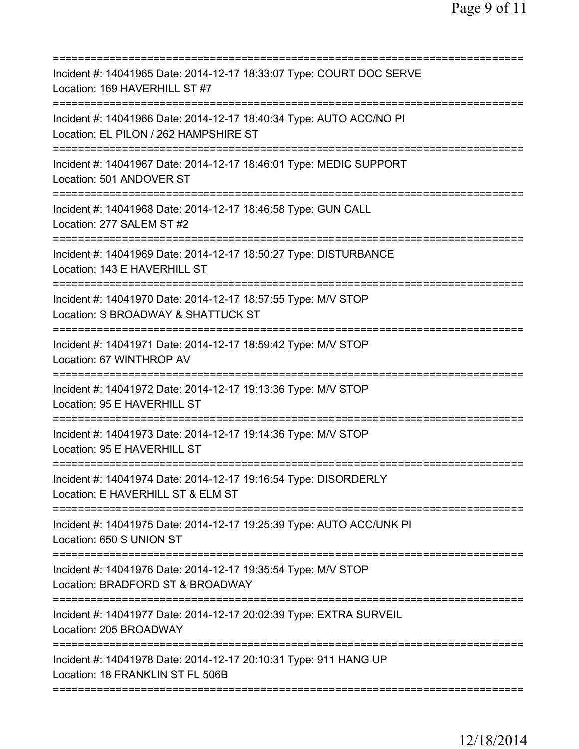===========================================================================
Incident #: 14041965 Date: 2014-12-17 18:33:07 Type: COURT DOC SERVE
Location: 169 HAVERHILL ST #7
===========================================================================
Incident #: 14041966 Date: 2014-12-17 18:40:34 Type: AUTO ACC/NO PI
Location: EL PILON / 262 HAMPSHIRE ST
===========================================================================
Incident #: 14041967 Date: 2014-12-17 18:46:01 Type: MEDIC SUPPORT
Location: 501 ANDOVER ST
===========================================================================
Incident #: 14041968 Date: 2014-12-17 18:46:58 Type: GUN CALL
Location: 277 SALEM ST #2
===========================================================================
Incident #: 14041969 Date: 2014-12-17 18:50:27 Type: DISTURBANCE
Location: 143 E HAVERHILL ST
===========================================================================
Incident #: 14041970 Date: 2014-12-17 18:57:55 Type: M/V STOP
Location: S BROADWAY & SHATTUCK ST
===========================================================================
Incident #: 14041971 Date: 2014-12-17 18:59:42 Type: M/V STOP
Location: 67 WINTHROP AV
===========================================================================
Incident #: 14041972 Date: 2014-12-17 19:13:36 Type: M/V STOP
Location: 95 E HAVERHILL ST
===========================================================================
Incident #: 14041973 Date: 2014-12-17 19:14:36 Type: M/V STOP
Location: 95 E HAVERHILL ST
===========================================================================
Incident #: 14041974 Date: 2014-12-17 19:16:54 Type: DISORDERLY
Location: E HAVERHILL ST & ELM ST
===========================================================================
Incident #: 14041975 Date: 2014-12-17 19:25:39 Type: AUTO ACC/UNK PI
Location: 650 S UNION ST
===========================================================================
Incident #: 14041976 Date: 2014-12-17 19:35:54 Type: M/V STOP
Location: BRADFORD ST & BROADWAY
===========================================================================
Incident #: 14041977 Date: 2014-12-17 20:02:39 Type: EXTRA SURVEIL
Location: 205 BROADWAY
===========================================================================
Incident #: 14041978 Date: 2014-12-17 20:10:31 Type: 911 HANG UP
Location: 18 FRANKLIN ST FL 506B
===========================================================================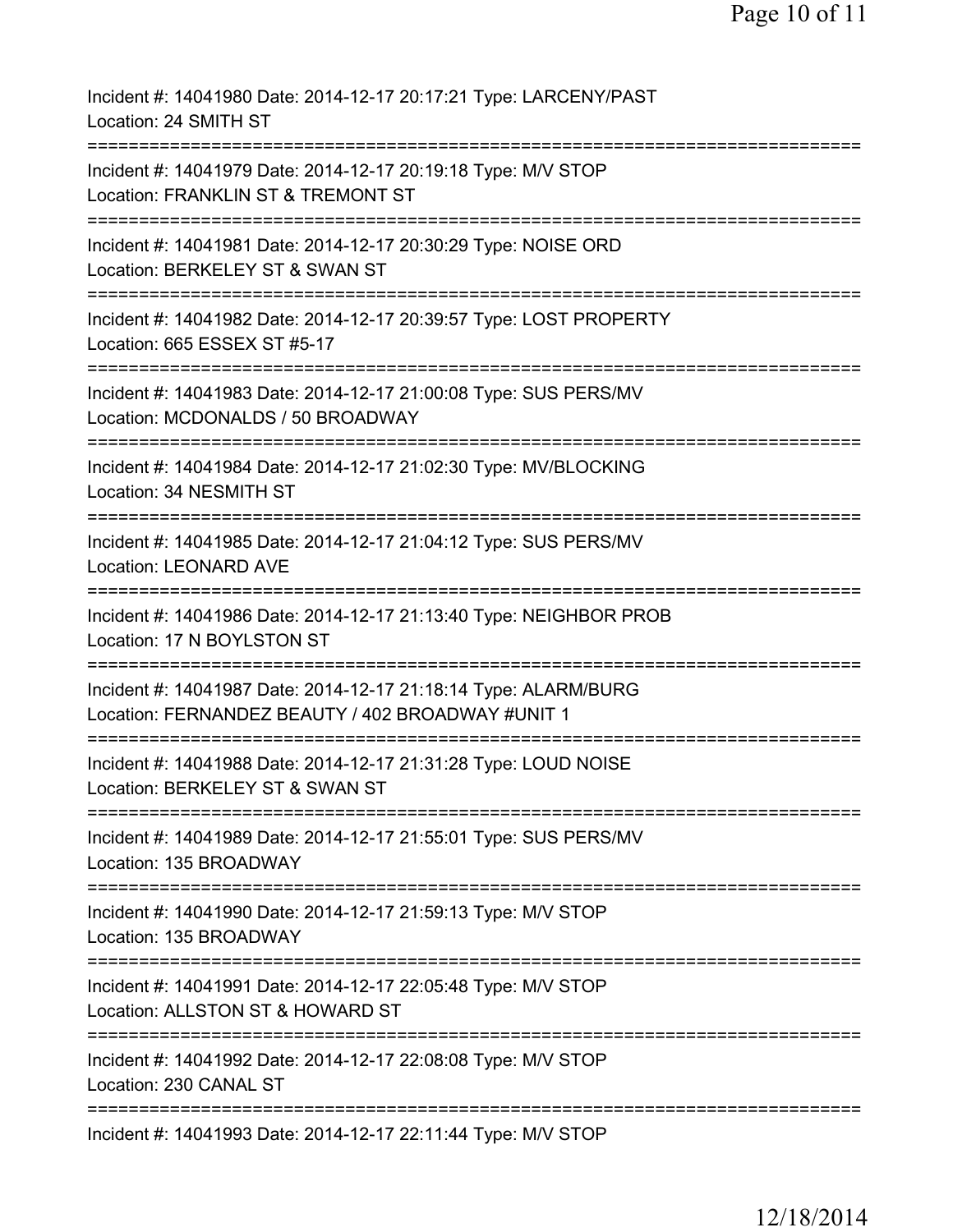Incident #: 14041980 Date: 2014-12-17 20:17:21 Type: LARCENY/PAST
Location: 24 SMITH ST
===========================================================================
Incident #: 14041979 Date: 2014-12-17 20:19:18 Type: M/V STOP
Location: FRANKLIN ST & TREMONT ST
===========================================================================
Incident #: 14041981 Date: 2014-12-17 20:30:29 Type: NOISE ORD
Location: BERKELEY ST & SWAN ST
===========================================================================
Incident #: 14041982 Date: 2014-12-17 20:39:57 Type: LOST PROPERTY
Location: 665 ESSEX ST #5-17
===========================================================================
Incident #: 14041983 Date: 2014-12-17 21:00:08 Type: SUS PERS/MV
Location: MCDONALDS / 50 BROADWAY
===========================================================================
Incident #: 14041984 Date: 2014-12-17 21:02:30 Type: MV/BLOCKING
Location: 34 NESMITH ST
===========================================================================
Incident #: 14041985 Date: 2014-12-17 21:04:12 Type: SUS PERS/MV
Location: LEONARD AVE
===========================================================================
Incident #: 14041986 Date: 2014-12-17 21:13:40 Type: NEIGHBOR PROB
Location: 17 N BOYLSTON ST
===========================================================================
Incident #: 14041987 Date: 2014-12-17 21:18:14 Type: ALARM/BURG
Location: FERNANDEZ BEAUTY / 402 BROADWAY #UNIT 1
===========================================================================
Incident #: 14041988 Date: 2014-12-17 21:31:28 Type: LOUD NOISE
Location: BERKELEY ST & SWAN ST
===========================================================================
Incident #: 14041989 Date: 2014-12-17 21:55:01 Type: SUS PERS/MV
Location: 135 BROADWAY
===========================================================================
Incident #: 14041990 Date: 2014-12-17 21:59:13 Type: M/V STOP
Location: 135 BROADWAY
===========================================================================
Incident #: 14041991 Date: 2014-12-17 22:05:48 Type: M/V STOP
Location: ALLSTON ST & HOWARD ST
===========================================================================
Incident #: 14041992 Date: 2014-12-17 22:08:08 Type: M/V STOP
Location: 230 CANAL ST
===========================================================================
Incident #: 14041993 Date: 2014-12-17 22:11:44 Type: M/V STOP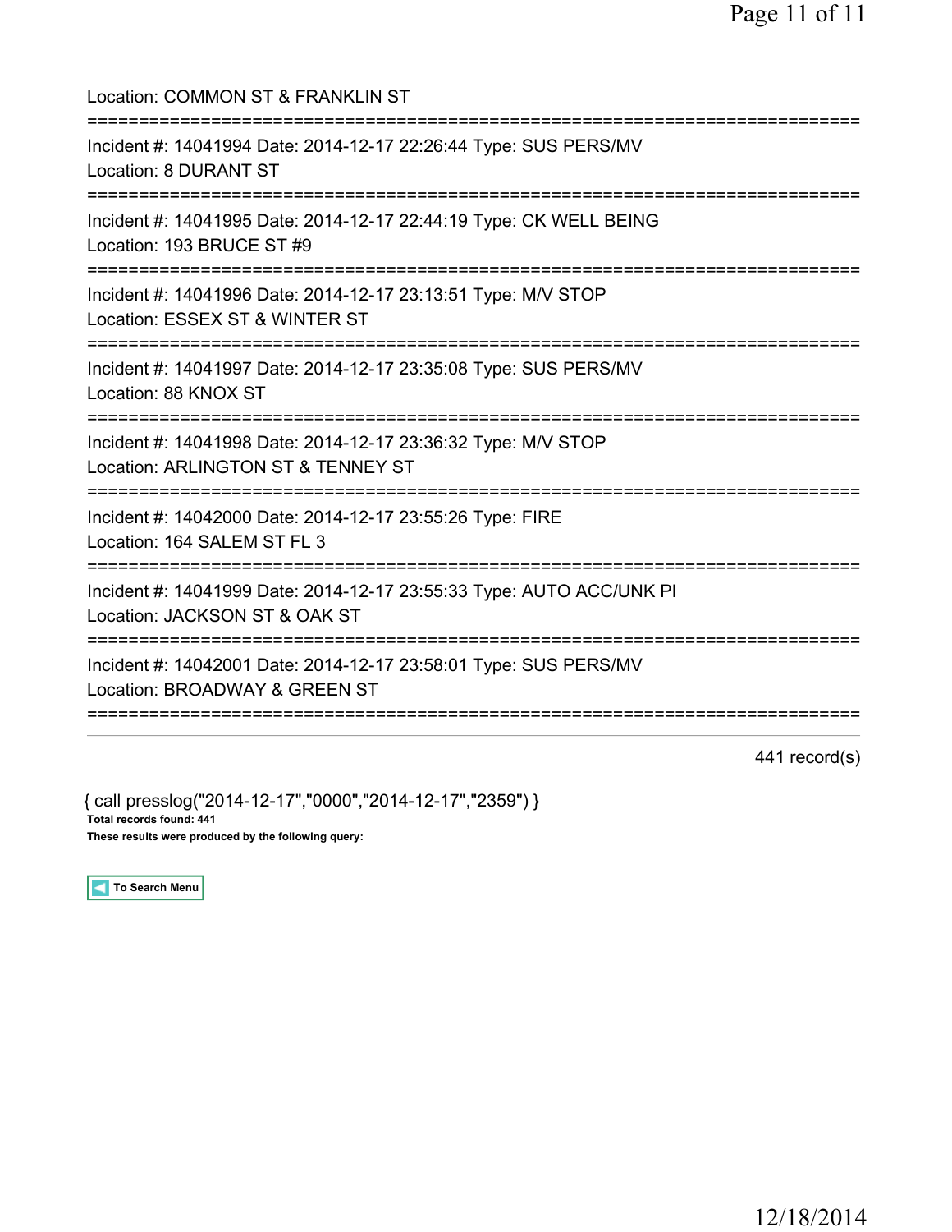Location: COMMON ST & FRANKLIN ST

===========================================================================

Incident #: 14041994 Date: 2014-12-17 22:26:44 Type: SUS PERS/MV

Location: 8 DURANT ST

===========================================================================

Incident #: 14041995 Date: 2014-12-17 22:44:19 Type: CK WELL BEING

Location: 193 BRUCE ST #9

===========================================================================

Incident #: 14041996 Date: 2014-12-17 23:13:51 Type: M/V STOP

Location: ESSEX ST & WINTER ST

===========================================================================

Incident #: 14041997 Date: 2014-12-17 23:35:08 Type: SUS PERS/MV

Location: 88 KNOX ST

===========================================================================

Incident #: 14041998 Date: 2014-12-17 23:36:32 Type: M/V STOP

Location: ARLINGTON ST & TENNEY ST

===========================================================================

Incident #: 14042000 Date: 2014-12-17 23:55:26 Type: FIRE

Location: 164 SALEM ST FL 3

===========================================================================

Incident #: 14041999 Date: 2014-12-17 23:55:33 Type: AUTO ACC/UNK PI

Location: JACKSON ST & OAK ST

===========================================================================

Incident #: 14042001 Date: 2014-12-17 23:58:01 Type: SUS PERS/MV

Location: BROADWAY & GREEN ST

===========================================================================

441 record(s)

{ call presslog("2014-12-17","0000","2014-12-17","2359") }

**Total records found: 441**

**These results were produced by the following query:**

To Search Menu